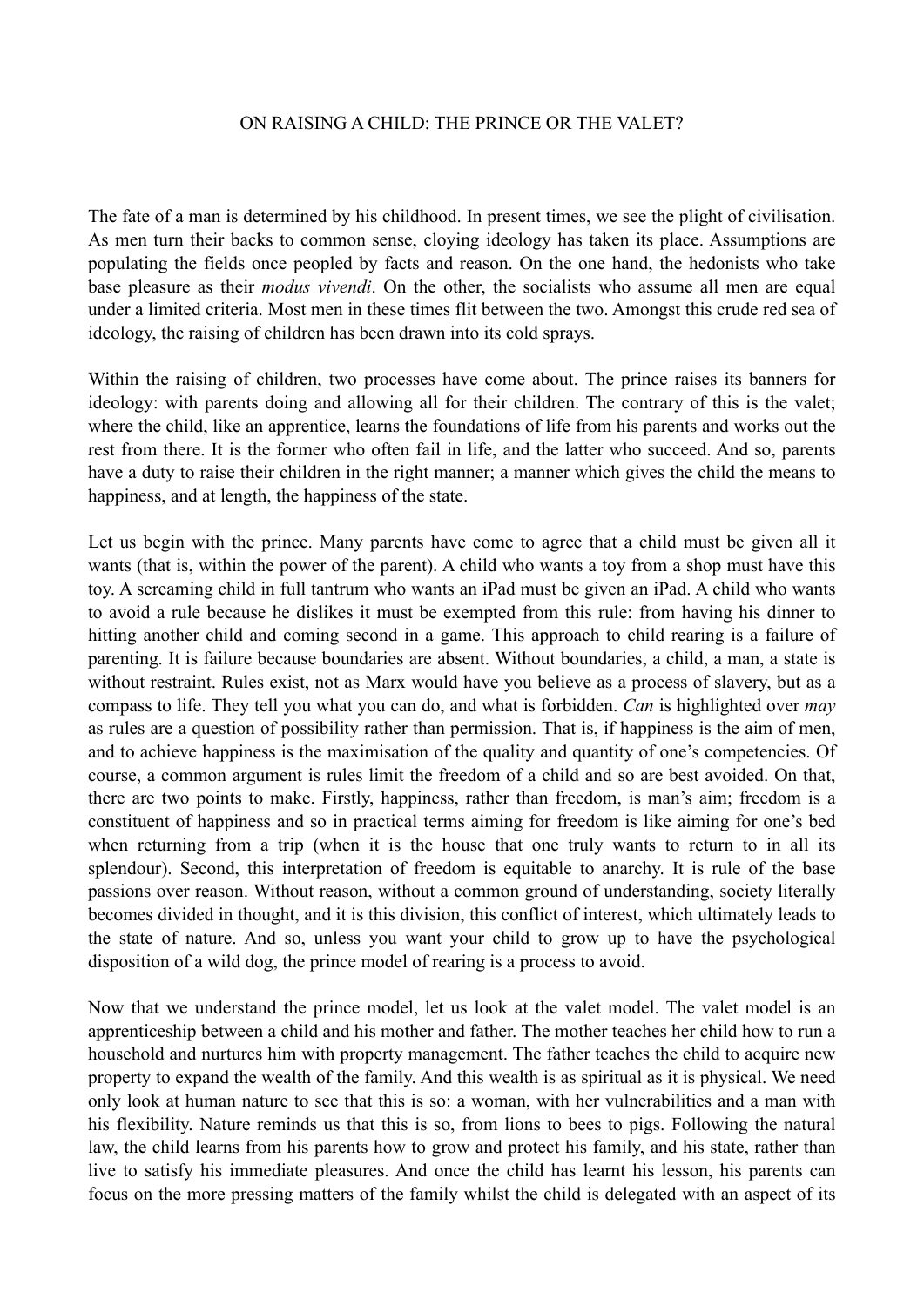# ON RAISING A CHILD: THE PRINCE OR THE VALET?

The fate of a man is determined by his childhood. In present times, we see the plight of civilisation. As men turn their backs to common sense, cloying ideology has taken its place. Assumptions are populating the fields once peopled by facts and reason. On the one hand, the hedonists who take base pleasure as their *modus vivendi*. On the other, the socialists who assume all men are equal under a limited criteria. Most men in these times flit between the two. Amongst this crude red sea of ideology, the raising of children has been drawn into its cold sprays.

Within the raising of children, two processes have come about. The prince raises its banners for ideology: with parents doing and allowing all for their children. The contrary of this is the valet; where the child, like an apprentice, learns the foundations of life from his parents and works out the rest from there. It is the former who often fail in life, and the latter who succeed. And so, parents have a duty to raise their children in the right manner; a manner which gives the child the means to happiness, and at length, the happiness of the state.

Let us begin with the prince. Many parents have come to agree that a child must be given all it wants (that is, within the power of the parent). A child who wants a toy from a shop must have this toy. A screaming child in full tantrum who wants an iPad must be given an iPad. A child who wants to avoid a rule because he dislikes it must be exempted from this rule: from having his dinner to hitting another child and coming second in a game. This approach to child rearing is a failure of parenting. It is failure because boundaries are absent. Without boundaries, a child, a man, a state is without restraint. Rules exist, not as Marx would have you believe as a process of slavery, but as a compass to life. They tell you what you can do, and what is forbidden. *Can* is highlighted over *may* as rules are a question of possibility rather than permission. That is, if happiness is the aim of men, and to achieve happiness is the maximisation of the quality and quantity of one's competencies. Of course, a common argument is rules limit the freedom of a child and so are best avoided. On that, there are two points to make. Firstly, happiness, rather than freedom, is man's aim; freedom is a constituent of happiness and so in practical terms aiming for freedom is like aiming for one's bed when returning from a trip (when it is the house that one truly wants to return to in all its splendour). Second, this interpretation of freedom is equitable to anarchy. It is rule of the base passions over reason. Without reason, without a common ground of understanding, society literally becomes divided in thought, and it is this division, this conflict of interest, which ultimately leads to the state of nature. And so, unless you want your child to grow up to have the psychological disposition of a wild dog, the prince model of rearing is a process to avoid.

Now that we understand the prince model, let us look at the valet model. The valet model is an apprenticeship between a child and his mother and father. The mother teaches her child how to run a household and nurtures him with property management. The father teaches the child to acquire new property to expand the wealth of the family. And this wealth is as spiritual as it is physical. We need only look at human nature to see that this is so: a woman, with her vulnerabilities and a man with his flexibility. Nature reminds us that this is so, from lions to bees to pigs. Following the natural law, the child learns from his parents how to grow and protect his family, and his state, rather than live to satisfy his immediate pleasures. And once the child has learnt his lesson, his parents can focus on the more pressing matters of the family whilst the child is delegated with an aspect of its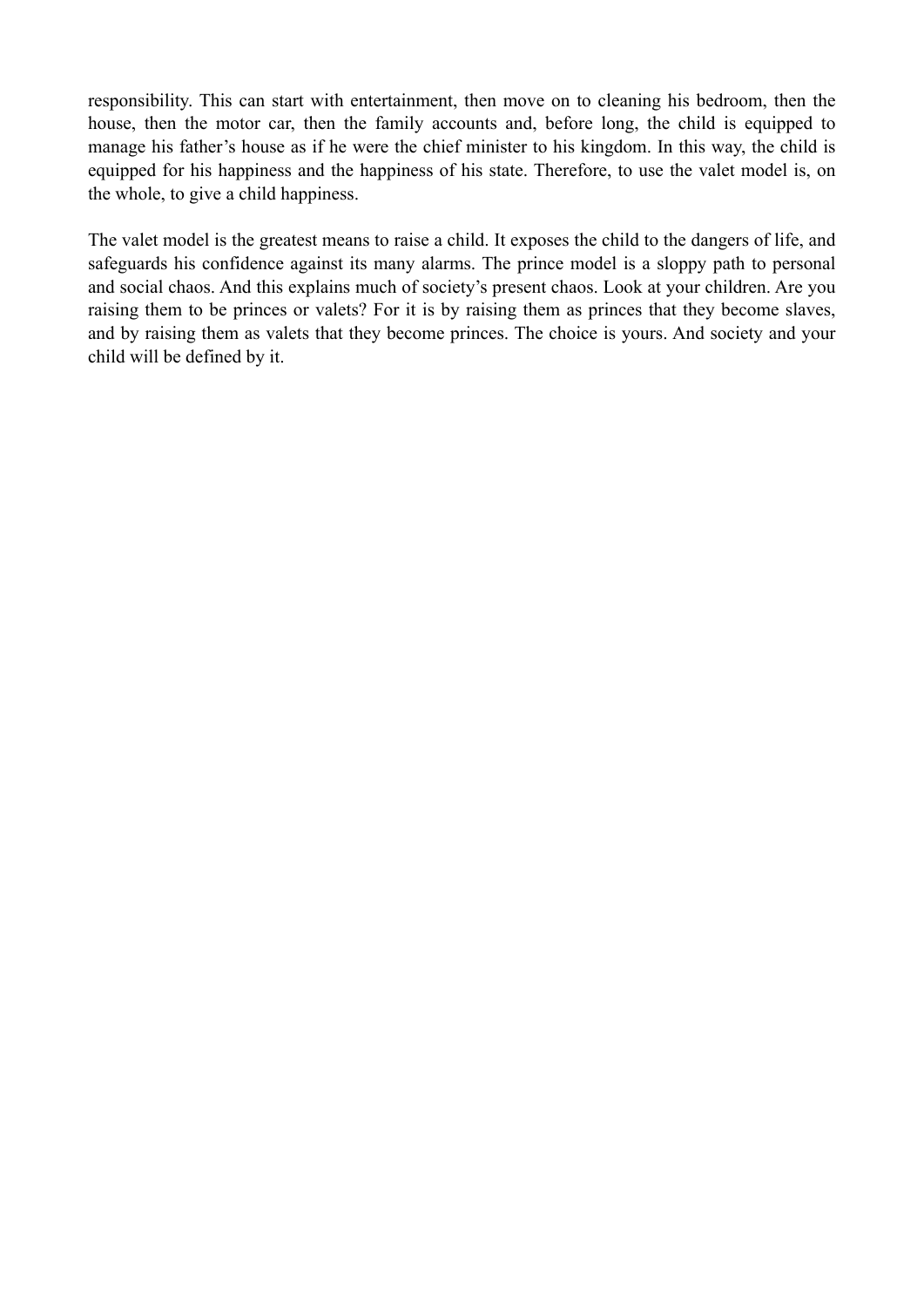responsibility. This can start with entertainment, then move on to cleaning his bedroom, then the house, then the motor car, then the family accounts and, before long, the child is equipped to manage his father's house as if he were the chief minister to his kingdom. In this way, the child is equipped for his happiness and the happiness of his state. Therefore, to use the valet model is, on the whole, to give a child happiness.

The valet model is the greatest means to raise a child. It exposes the child to the dangers of life, and safeguards his confidence against its many alarms. The prince model is a sloppy path to personal and social chaos. And this explains much of society's present chaos. Look at your children. Are you raising them to be princes or valets? For it is by raising them as princes that they become slaves, and by raising them as valets that they become princes. The choice is yours. And society and your child will be defined by it.